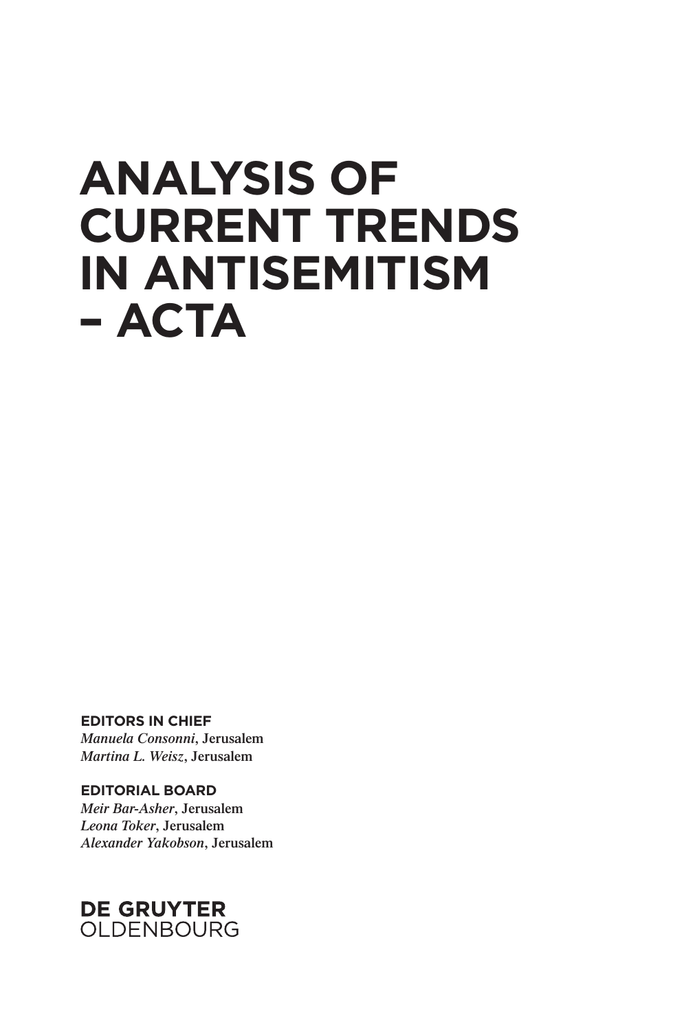# ANALYSIS OF CURRENT TRENDS IN ANTISEMITISM – ACTA

**EDITORS IN CHIEF**

*Manuela Consonni*, Jerusalem
*Martina L. Weisz*, Jerusalem

**EDITORIAL BOARD**

*Meir Bar-Asher*, Jerusalem
*Leona Toker*, Jerusalem
*Alexander Yakobson*, Jerusalem

**DE GRUYTER**
OLDENBOURG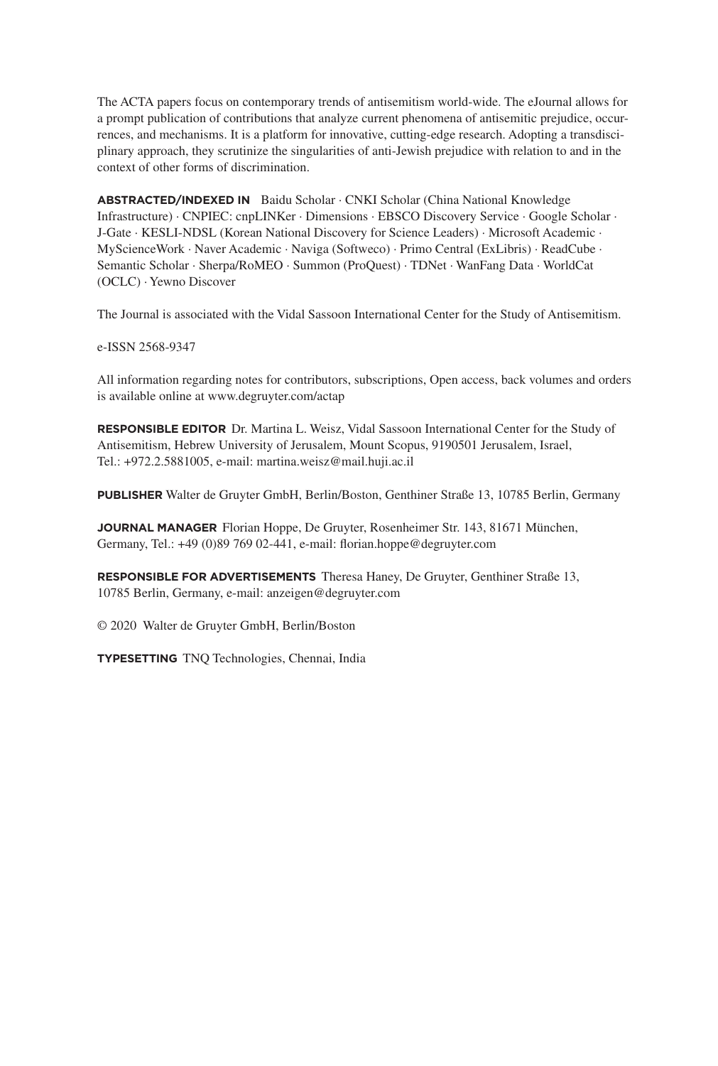The ACTA papers focus on contemporary trends of antisemitism world-wide. The eJournal allows for a prompt publication of contributions that analyze current phenomena of antisemitic prejudice, occurrences, and mechanisms. It is a platform for innovative, cutting-edge research. Adopting a transdisciplinary approach, they scrutinize the singularities of anti-Jewish prejudice with relation to and in the context of other forms of discrimination.

**ABSTRACTED/INDEXED IN** Baidu Scholar · CNKI Scholar (China National Knowledge Infrastructure) · CNPIEC: cnpLINKer · Dimensions · EBSCO Discovery Service · Google Scholar · J-Gate · KESLI-NDSL (Korean National Discovery for Science Leaders) · Microsoft Academic · MyScienceWork · Naver Academic · Naviga (Softweco) · Primo Central (ExLibris) · ReadCube · Semantic Scholar · Sherpa/RoMEO · Summon (ProQuest) · TDNet · WanFang Data · WorldCat (OCLC) · Yewno Discover

The Journal is associated with the Vidal Sassoon International Center for the Study of Antisemitism.

e-ISSN 2568-9347

All information regarding notes for contributors, subscriptions, Open access, back volumes and orders is available online at www.degruyter.com/actap

**RESPONSIBLE EDITOR** Dr. Martina L. Weisz, Vidal Sassoon International Center for the Study of Antisemitism, Hebrew University of Jerusalem, Mount Scopus, 9190501 Jerusalem, Israel, Tel.: +972.2.5881005, e-mail: martina.weisz@mail.huji.ac.il

**PUBLISHER** Walter de Gruyter GmbH, Berlin/Boston, Genthiner Straße 13, 10785 Berlin, Germany

**JOURNAL MANAGER** Florian Hoppe, De Gruyter, Rosenheimer Str. 143, 81671 München, Germany, Tel.: +49 (0)89 769 02-441, e-mail: florian.hoppe@degruyter.com

**RESPONSIBLE FOR ADVERTISEMENTS** Theresa Haney, De Gruyter, Genthiner Straße 13, 10785 Berlin, Germany, e-mail: anzeigen@degruyter.com

© 2020 Walter de Gruyter GmbH, Berlin/Boston

**TYPESETTING** TNQ Technologies, Chennai, India